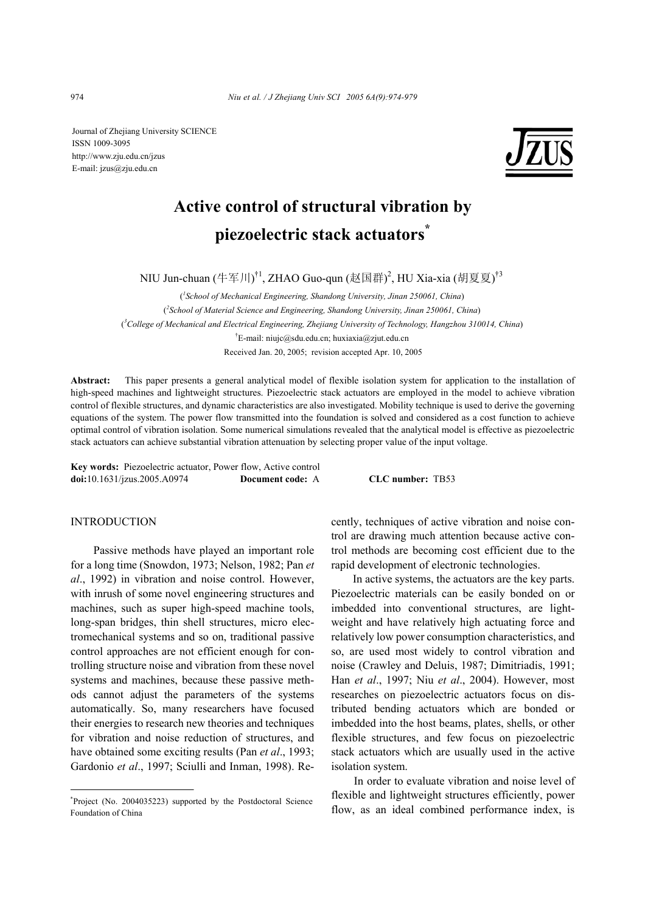Journal of Zhejiang University SCIENCE
ISSN 1009-3095
http://www.zju.edu.cn/jzus
E-mail: jzus@zju.edu.cn

# Active control of structural vibration by piezoelectric stack actuators*

NIU Jun-chuan (牛军川)[†1], ZHAO Guo-qun (赵国群)[2], HU Xia-xia (胡夏夏)[†3]

([1]*School of Mechanical Engineering, Shandong University, Jinan 250061, China*)

([2]*School of Material Science and Engineering, Shandong University, Jinan 250061, China*)

([3]*College of Mechanical and Electrical Engineering, Zhejiang University of Technology, Hangzhou 310014, China*)

[†]E-mail: niujc@sdu.edu.cn; huxiaxia@zjut.edu.cn

Received Jan. 20, 2005; revision accepted Apr. 10, 2005

**Abstract:** This paper presents a general analytical model of flexible isolation system for application to the installation of high-speed machines and lightweight structures. Piezoelectric stack actuators are employed in the model to achieve vibration control of flexible structures, and dynamic characteristics are also investigated. Mobility technique is used to derive the governing equations of the system. The power flow transmitted into the foundation is solved and considered as a cost function to achieve optimal control of vibration isolation. Some numerical simulations revealed that the analytical model is effective as piezoelectric stack actuators can achieve substantial vibration attenuation by selecting proper value of the input voltage.

**Key words:** Piezoelectric actuator, Power flow, Active control
**doi:**10.1631/jzus.2005.A0974 **Document code:** A **CLC number:** TB53

## INTRODUCTION

Passive methods have played an important role for a long time (Snowdon, 1973; Nelson, 1982; Pan *et al*., 1992) in vibration and noise control. However, with inrush of some novel engineering structures and machines, such as super high-speed machine tools, long-span bridges, thin shell structures, micro electromechanical systems and so on, traditional passive control approaches are not efficient enough for controlling structure noise and vibration from these novel systems and machines, because these passive methods cannot adjust the parameters of the systems automatically. So, many researchers have focused their energies to research new theories and techniques for vibration and noise reduction of structures, and have obtained some exciting results (Pan *et al*., 1993; Gardonio *et al*., 1997; Sciulli and Inman, 1998). Recently, techniques of active vibration and noise control are drawing much attention because active control methods are becoming cost efficient due to the rapid development of electronic technologies.

In active systems, the actuators are the key parts. Piezoelectric materials can be easily bonded on or imbedded into conventional structures, are lightweight and have relatively high actuating force and relatively low power consumption characteristics, and so, are used most widely to control vibration and noise (Crawley and Deluis, 1987; Dimitriadis, 1991; Han *et al*., 1997; Niu *et al*., 2004). However, most researches on piezoelectric actuators focus on distributed bending actuators which are bonded or imbedded into the host beams, plates, shells, or other flexible structures, and few focus on piezoelectric stack actuators which are usually used in the active isolation system.

In order to evaluate vibration and noise level of flexible and lightweight structures efficiently, power flow, as an ideal combined performance index, is

---

*Project (No. 2004035223) supported by the Postdoctoral Science Foundation of China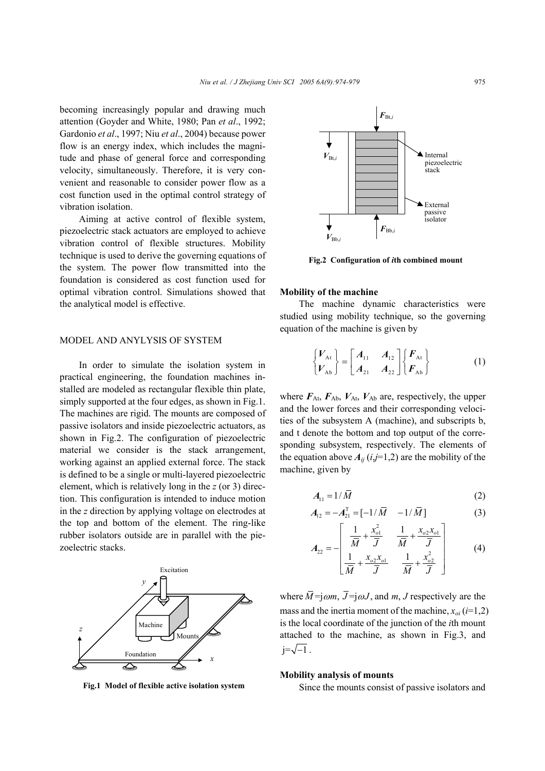becoming increasingly popular and drawing much attention (Goyder and White, 1980; Pan *et al*., 1992; Gardonio *et al*., 1997; Niu *et al*., 2004) because power flow is an energy index, which includes the magnitude and phase of general force and corresponding velocity, simultaneously. Therefore, it is very convenient and reasonable to consider power flow as a cost function used in the optimal control strategy of vibration isolation.

Aiming at active control of flexible system, piezoelectric stack actuators are employed to achieve vibration control of flexible structures. Mobility technique is used to derive the governing equations of the system. The power flow transmitted into the foundation is considered as cost function used for optimal vibration control. Simulations showed that the analytical model is effective.

## MODEL AND ANYLYSIS OF SYSTEM

In order to simulate the isolation system in practical engineering, the foundation machines installed are modeled as rectangular flexible thin plate, simply supported at the four edges, as shown in Fig.1. The machines are rigid. The mounts are composed of passive isolators and inside piezoelectric actuators, as shown in Fig.2. The configuration of piezoelectric material we consider is the stack arrangement, working against an applied external force. The stack is defined to be a single or multi-layered piezoelectric element, which is relatively long in the *z* (or 3) direction. This configuration is intended to induce motion in the *z* direction by applying voltage on electrodes at the top and bottom of the element. The ring-like rubber isolators outside are in parallel with the piezoelectric stacks.

Excitation
y
z
Machine
Mounts
Foundation
x

**Fig.1 Model of flexible active isolation system**

$F_{\mathrm{Bt},i}$
$V_{\mathrm{Bt},i}$
Internal piezoelectric stack
External passive isolator
$F_{\mathrm{Bb},i}$
$V_{\mathrm{Bb},i}$

**Fig.2 Configuration of *i*th combined mount**

### Mobility of the machine

The machine dynamic characteristics were studied using mobility technique, so the governing equation of the machine is given by

$$\begin{Bmatrix} \boldsymbol{V}_{\mathrm{At}} \\ \boldsymbol{V}_{\mathrm{Ab}} \end{Bmatrix} = \begin{bmatrix} \boldsymbol{A}_{11} & \boldsymbol{A}_{12} \\ \boldsymbol{A}_{21} & \boldsymbol{A}_{22} \end{bmatrix} \begin{Bmatrix} \boldsymbol{F}_{\mathrm{At}} \\ \boldsymbol{F}_{\mathrm{Ab}} \end{Bmatrix} \tag{1}$$

where $\boldsymbol{F}_{\mathrm{At}}$, $\boldsymbol{F}_{\mathrm{Ab}}$, $\boldsymbol{V}_{\mathrm{At}}$, $\boldsymbol{V}_{\mathrm{Ab}}$ are, respectively, the upper and the lower forces and their corresponding velocities of the subsystem A (machine), and subscripts b, and t denote the bottom and top output of the corresponding subsystem, respectively. The elements of the equation above $\boldsymbol{A}_{ij}$ ($i$,$j$=1,2) are the mobility of the machine, given by

$$\boldsymbol{A}_{11} = 1/\overline{M} \tag{2}$$

$$\boldsymbol{A}_{12} = -\boldsymbol{A}_{21}^{\mathrm{T}} = [-1/\overline{M} \quad -1/\overline{M}] \tag{3}$$

$$\boldsymbol{A}_{22} = -\begin{bmatrix} \dfrac{1}{\overline{M}} + \dfrac{x_{o1}^2}{\overline{J}} & \dfrac{1}{\overline{M}} + \dfrac{x_{o2}x_{o1}}{\overline{J}} \\ \dfrac{1}{\overline{M}} + \dfrac{x_{o2}x_{o1}}{\overline{J}} & \dfrac{1}{\overline{M}} + \dfrac{x_{o2}^2}{\overline{J}} \end{bmatrix} \tag{4}$$

where $\overline{M}$=j$\omega m$, $\overline{J}$=j$\omega J$, and $m$, $J$ respectively are the mass and the inertia moment of the machine, $x_{oi}$ ($i$=1,2) is the local coordinate of the junction of the $i$th mount attached to the machine, as shown in Fig.3, and $\mathrm{j}=\sqrt{-1}$.

### Mobility analysis of mounts

Since the mounts consist of passive isolators and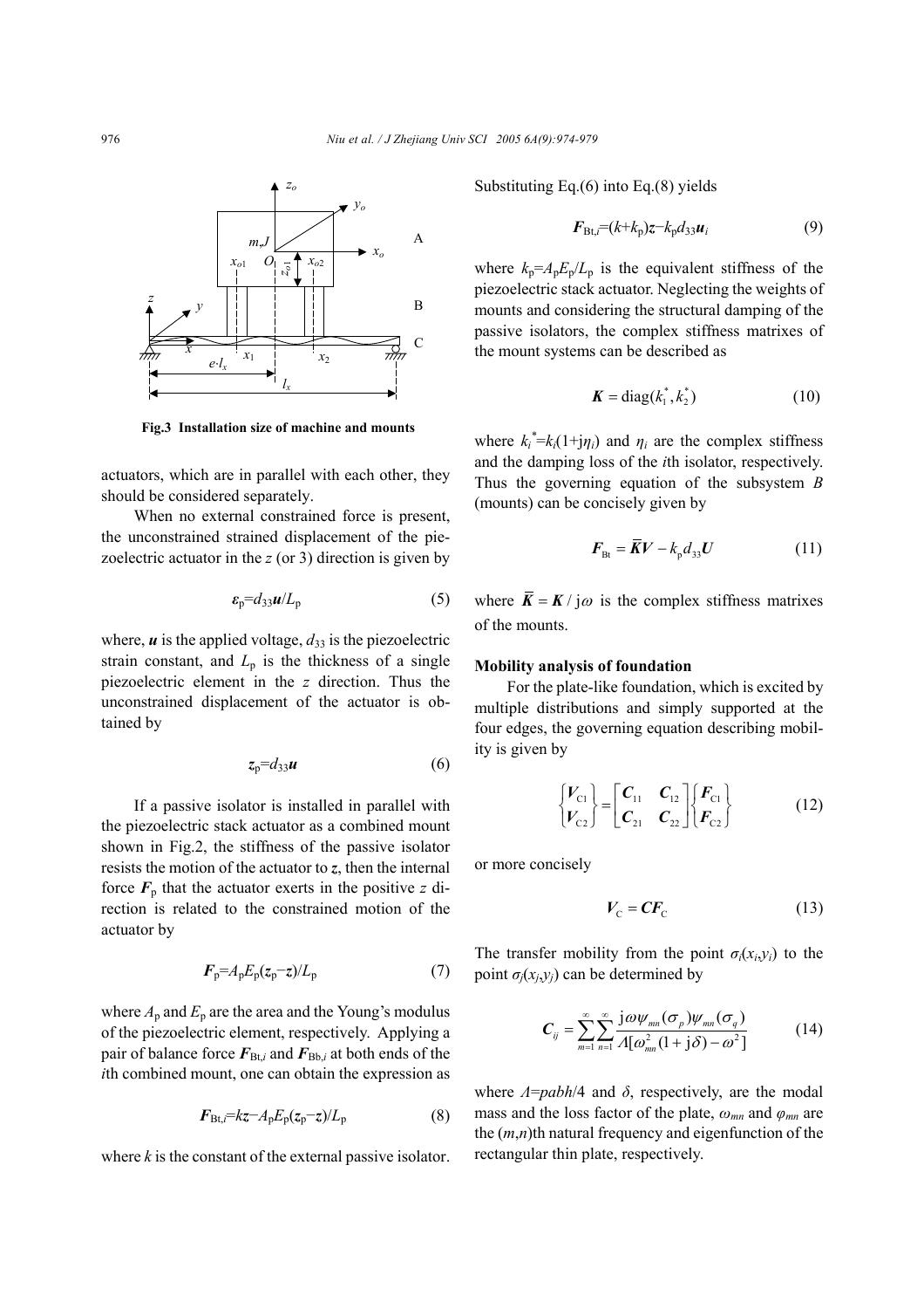z_o

y_o

m,J

x_o

A

x_{o1}

O

z_{o1}

x_{o2}

z

y

B

x

x_1

x_2

C

e·l_x

l_x

**Fig.3 Installation size of machine and mounts**

actuators, which are in parallel with each other, they should be considered separately.

When no external constrained force is present, the unconstrained strained displacement of the piezoelectric actuator in the $z$ (or 3) direction is given by

$$\boldsymbol{\varepsilon}_{\rm p}=d_{33}\boldsymbol{u}/L_{\rm p} \tag{5}$$

where, $\boldsymbol{u}$ is the applied voltage, $d_{33}$ is the piezoelectric strain constant, and $L_{\rm p}$ is the thickness of a single piezoelectric element in the $z$ direction. Thus the unconstrained displacement of the actuator is obtained by

$$\boldsymbol{z}_{\rm p}=d_{33}\boldsymbol{u} \tag{6}$$

If a passive isolator is installed in parallel with the piezoelectric stack actuator as a combined mount shown in Fig.2, the stiffness of the passive isolator resists the motion of the actuator to $\boldsymbol{z}$, then the internal force $\boldsymbol{F}_{\rm p}$ that the actuator exerts in the positive $z$ direction is related to the constrained motion of the actuator by

$$\boldsymbol{F}_{\rm p}=A_{\rm p}E_{\rm p}(\boldsymbol{z}_{\rm p}-\boldsymbol{z})/L_{\rm p} \tag{7}$$

where $A_{\rm p}$ and $E_{\rm p}$ are the area and the Young's modulus of the piezoelectric element, respectively. Applying a pair of balance force $\boldsymbol{F}_{{\rm Bt},i}$ and $\boldsymbol{F}_{{\rm Bb},i}$ at both ends of the $i$th combined mount, one can obtain the expression as

$$\boldsymbol{F}_{{\rm Bt},i}=k\boldsymbol{z}-A_{\rm p}E_{\rm p}(\boldsymbol{z}_{\rm p}-\boldsymbol{z})/L_{\rm p} \tag{8}$$

where $k$ is the constant of the external passive isolator.

Substituting Eq.(6) into Eq.(8) yields

$$\boldsymbol{F}_{{\rm Bt},i}=(k+k_{\rm p})\boldsymbol{z}-k_{\rm p}d_{33}\boldsymbol{u}_i \tag{9}$$

where $k_{\rm p}=A_{\rm p}E_{\rm p}/L_{\rm p}$ is the equivalent stiffness of the piezoelectric stack actuator. Neglecting the weights of mounts and considering the structural damping of the passive isolators, the complex stiffness matrixes of the mount systems can be described as

$$\boldsymbol{K}=\mathrm{diag}(k_1^*,k_2^*) \tag{10}$$

where $k_i^*=k_i(1+{\rm j}\eta_i)$ and $\eta_i$ are the complex stiffness and the damping loss of the $i$th isolator, respectively. Thus the governing equation of the subsystem $B$ (mounts) can be concisely given by

$$\boldsymbol{F}_{\rm Bt}=\overline{\boldsymbol{K}}\boldsymbol{V}-k_{\rm p}d_{33}\boldsymbol{U} \tag{11}$$

where $\overline{\boldsymbol{K}}=\boldsymbol{K}/{\rm j}\omega$ is the complex stiffness matrixes of the mounts.

### Mobility analysis of foundation

For the plate-like foundation, which is excited by multiple distributions and simply supported at the four edges, the governing equation describing mobility is given by

$$\begin{Bmatrix}\boldsymbol{V}_{\rm C1}\\ \boldsymbol{V}_{\rm C2}\end{Bmatrix}=\begin{bmatrix}\boldsymbol{C}_{11} & \boldsymbol{C}_{12}\\ \boldsymbol{C}_{21} & \boldsymbol{C}_{22}\end{bmatrix}\begin{Bmatrix}\boldsymbol{F}_{\rm C1}\\ \boldsymbol{F}_{\rm C2}\end{Bmatrix} \tag{12}$$

or more concisely

$$\boldsymbol{V}_{\rm C}=\boldsymbol{C}\boldsymbol{F}_{\rm C} \tag{13}$$

The transfer mobility from the point $\sigma_i(x_i,y_i)$ to the point $\sigma_j(x_j,y_j)$ can be determined by

$$\boldsymbol{C}_{ij}=\sum_{m=1}^{\infty}\sum_{n=1}^{\infty}\frac{{\rm j}\omega\psi_{mn}(\sigma_p)\psi_{mn}(\sigma_q)}{\Lambda[\omega_{mn}^2(1+{\rm j}\delta)-\omega^2]} \tag{14}$$

where $\Lambda=pabh/4$ and $\delta$, respectively, are the modal mass and the loss factor of the plate, $\omega_{mn}$ and $\varphi_{mn}$ are the $(m,n)$th natural frequency and eigenfunction of the rectangular thin plate, respectively.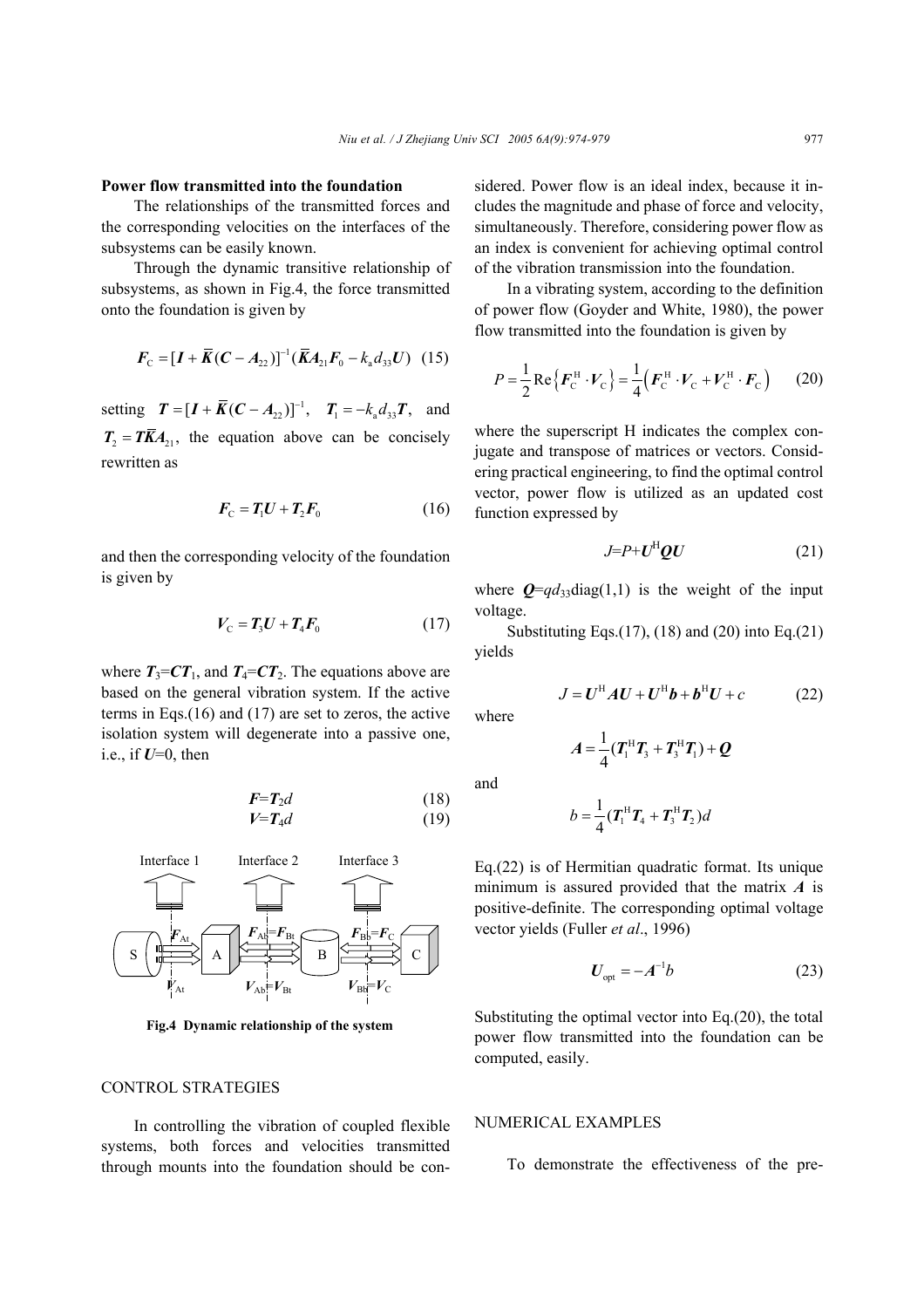**Power flow transmitted into the foundation**

The relationships of the transmitted forces and the corresponding velocities on the interfaces of the subsystems can be easily known.

Through the dynamic transitive relationship of subsystems, as shown in Fig.4, the force transmitted onto the foundation is given by

$$\boldsymbol{F}_{\mathrm{C}} = [\boldsymbol{I} + \overline{\boldsymbol{K}}(\boldsymbol{C} - \boldsymbol{A}_{22})]^{-1}(\overline{\boldsymbol{K}}\boldsymbol{A}_{21}\boldsymbol{F}_0 - k_{\mathrm{a}} d_{33} \boldsymbol{U}) \quad (15)$$

setting $\boldsymbol{T} = [\boldsymbol{I} + \overline{\boldsymbol{K}}(\boldsymbol{C} - \boldsymbol{A}_{22})]^{-1}$, $\boldsymbol{T}_1 = -k_{\mathrm{a}} d_{33} \boldsymbol{T}$, and $\boldsymbol{T}_2 = \boldsymbol{T}\overline{\boldsymbol{K}}\boldsymbol{A}_{21}$, the equation above can be concisely rewritten as

$$\boldsymbol{F}_{\mathrm{C}} = \boldsymbol{T}_1 \boldsymbol{U} + \boldsymbol{T}_2 \boldsymbol{F}_0 \quad (16)$$

and then the corresponding velocity of the foundation is given by

$$\boldsymbol{V}_{\mathrm{C}} = \boldsymbol{T}_3 \boldsymbol{U} + \boldsymbol{T}_4 \boldsymbol{F}_0 \quad (17)$$

where $\boldsymbol{T}_3 = \boldsymbol{C}\boldsymbol{T}_1$, and $\boldsymbol{T}_4 = \boldsymbol{C}\boldsymbol{T}_2$. The equations above are based on the general vibration system. If the active terms in Eqs.(16) and (17) are set to zeros, the active isolation system will degenerate into a passive one, i.e., if $U$=0, then

$$\boldsymbol{F} = \boldsymbol{T}_2 d \quad (18)$$

$$\boldsymbol{V} = \boldsymbol{T}_4 d \quad (19)$$

Interface 1
Interface 2
Interface 3
S
A
B
C
$\boldsymbol{F}_{\mathrm{At}}$
$\boldsymbol{F}_{\mathrm{Ab}} = \boldsymbol{F}_{\mathrm{Bt}}$
$\boldsymbol{F}_{\mathrm{Bb}} = \boldsymbol{F}_{\mathrm{C}}$
$\boldsymbol{V}_{\mathrm{At}}$
$\boldsymbol{V}_{\mathrm{Ab}} = \boldsymbol{V}_{\mathrm{Bt}}$
$\boldsymbol{V}_{\mathrm{Bb}} = \boldsymbol{V}_{\mathrm{C}}$

**Fig.4 Dynamic relationship of the system**

## CONTROL STRATEGIES

In controlling the vibration of coupled flexible systems, both forces and velocities transmitted through mounts into the foundation should be considered. Power flow is an ideal index, because it includes the magnitude and phase of force and velocity, simultaneously. Therefore, considering power flow as an index is convenient for achieving optimal control of the vibration transmission into the foundation.

In a vibrating system, according to the definition of power flow (Goyder and White, 1980), the power flow transmitted into the foundation is given by

$$P = \frac{1}{2}\mathrm{Re}\left\{\boldsymbol{F}_{\mathrm{C}}^{\mathrm{H}} \cdot \boldsymbol{V}_{\mathrm{C}}\right\} = \frac{1}{4}\left(\boldsymbol{F}_{\mathrm{C}}^{\mathrm{H}} \cdot \boldsymbol{V}_{\mathrm{C}} + \boldsymbol{V}_{\mathrm{C}}^{\mathrm{H}} \cdot \boldsymbol{F}_{\mathrm{C}}\right) \quad (20)$$

where the superscript H indicates the complex conjugate and transpose of matrices or vectors. Considering practical engineering, to find the optimal control vector, power flow is utilized as an updated cost function expressed by

$$J = P + \boldsymbol{U}^{\mathrm{H}}\boldsymbol{Q}\boldsymbol{U} \quad (21)$$

where $\boldsymbol{Q} = qd_{33}\mathrm{diag}(1,1)$ is the weight of the input voltage.

Substituting Eqs.(17), (18) and (20) into Eq.(21) yields

$$J = \boldsymbol{U}^{\mathrm{H}}\boldsymbol{A}\boldsymbol{U} + \boldsymbol{U}^{\mathrm{H}}\boldsymbol{b} + \boldsymbol{b}^{\mathrm{H}}\boldsymbol{U} + c \quad (22)$$

where

$$\boldsymbol{A} = \frac{1}{4}(\boldsymbol{T}_1^{\mathrm{H}}\boldsymbol{T}_3 + \boldsymbol{T}_3^{\mathrm{H}}\boldsymbol{T}_1) + \boldsymbol{Q}$$

and

$$b = \frac{1}{4}(\boldsymbol{T}_1^{\mathrm{H}}\boldsymbol{T}_4 + \boldsymbol{T}_3^{\mathrm{H}}\boldsymbol{T}_2)d$$

Eq.(22) is of Hermitian quadratic format. Its unique minimum is assured provided that the matrix $\boldsymbol{A}$ is positive-definite. The corresponding optimal voltage vector yields (Fuller *et al*., 1996)

$$\boldsymbol{U}_{\mathrm{opt}} = -\boldsymbol{A}^{-1}b \quad (23)$$

Substituting the optimal vector into Eq.(20), the total power flow transmitted into the foundation can be computed, easily.

## NUMERICAL EXAMPLES

To demonstrate the effectiveness of the pre-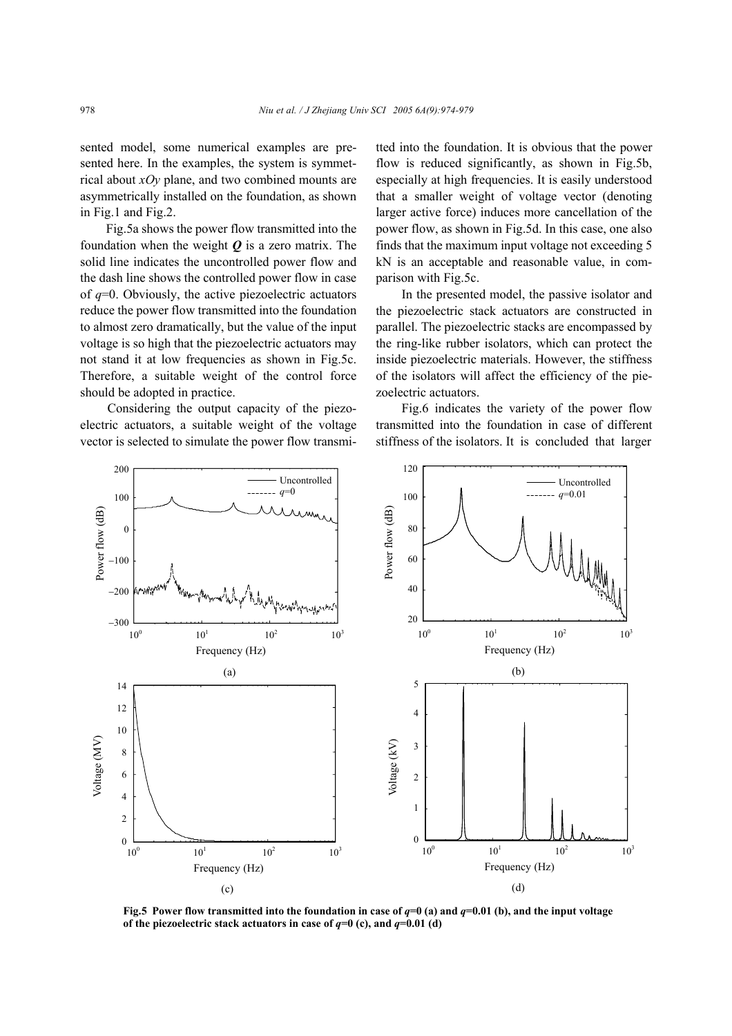sented model, some numerical examples are presented here. In the examples, the system is symmetrical about $xOy$ plane, and two combined mounts are asymmetrically installed on the foundation, as shown in Fig.1 and Fig.2.

Fig.5a shows the power flow transmitted into the foundation when the weight $\boldsymbol{Q}$ is a zero matrix. The solid line indicates the uncontrolled power flow and the dash line shows the controlled power flow in case of $q$=0. Obviously, the active piezoelectric actuators reduce the power flow transmitted into the foundation to almost zero dramatically, but the value of the input voltage is so high that the piezoelectric actuators may not stand it at low frequencies as shown in Fig.5c. Therefore, a suitable weight of the control force should be adopted in practice.

Considering the output capacity of the piezoelectric actuators, a suitable weight of the voltage vector is selected to simulate the power flow transmitted into the foundation. It is obvious that the power flow is reduced significantly, as shown in Fig.5b, especially at high frequencies. It is easily understood that a smaller weight of voltage vector (denoting larger active force) induces more cancellation of the power flow, as shown in Fig.5d. In this case, one also finds that the maximum input voltage not exceeding 5 kN is an acceptable and reasonable value, in comparison with Fig.5c.

In the presented model, the passive isolator and the piezoelectric stack actuators are constructed in parallel. The piezoelectric stacks are encompassed by the ring-like rubber isolators, which can protect the inside piezoelectric materials. However, the stiffness of the isolators will affect the efficiency of the piezoelectric actuators.

Fig.6 indicates the variety of the power flow transmitted into the foundation in case of different stiffness of the isolators. It is concluded that larger

(a)
Power flow (dB)
Frequency (Hz)
Uncontrolled
$q$=0
200
100
0
−100
−200
−300
$10^0$
$10^1$
$10^2$
$10^3$

(b)
Power flow (dB)
Frequency (Hz)
Uncontrolled
$q$=0.01
120
100
80
60
40
20
$10^0$
$10^1$
$10^2$
$10^3$

(c)
Voltage (MV)
Frequency (Hz)
14
12
10
8
6
4
2
0
$10^0$
$10^1$
$10^2$
$10^3$

(d)
Voltage (kV)
Frequency (Hz)
5
4
3
2
1
0
$10^0$
$10^1$
$10^2$
$10^3$

**Fig.5 Power flow transmitted into the foundation in case of $q$=0 (a) and $q$=0.01 (b), and the input voltage of the piezoelectric stack actuators in case of $q$=0 (c), and $q$=0.01 (d)**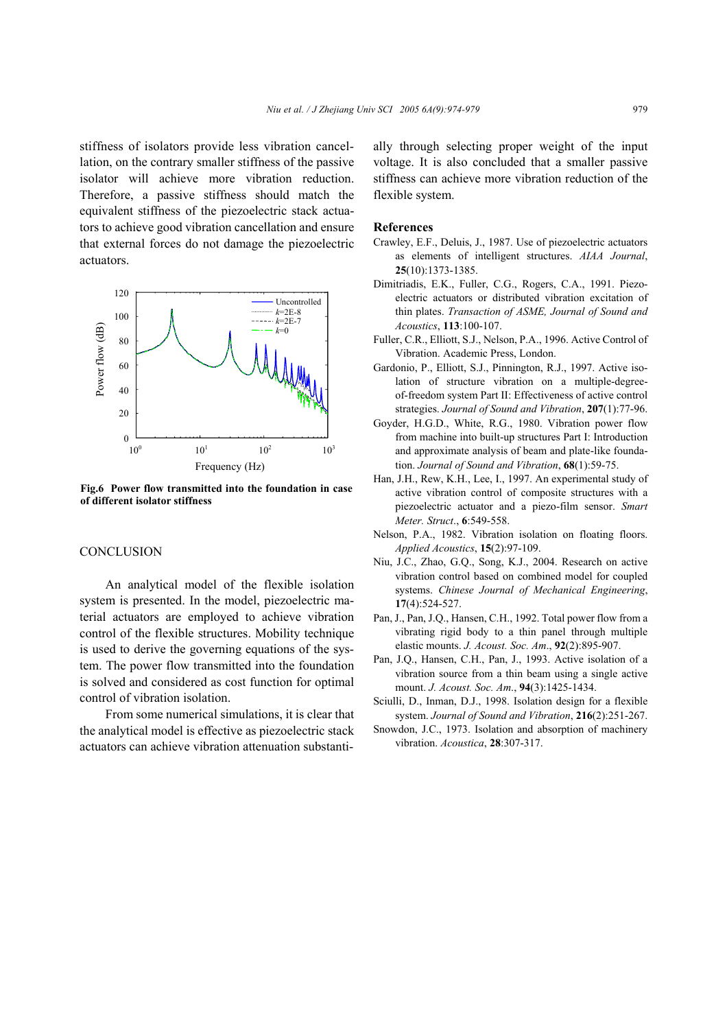stiffness of isolators provide less vibration cancellation, on the contrary smaller stiffness of the passive isolator will achieve more vibration reduction. Therefore, a passive stiffness should match the equivalent stiffness of the piezoelectric stack actuators to achieve good vibration cancellation and ensure that external forces do not damage the piezoelectric actuators.

120
100
80
60
40
20
0
Power flow (dB)
$10^0$ $10^1$ $10^2$ $10^3$
Frequency (Hz)
Uncontrolled
$k$=2E-8
$k$=2E-7
$k$=0

**Fig.6 Power flow transmitted into the foundation in case of different isolator stiffness**

## CONCLUSION

An analytical model of the flexible isolation system is presented. In the model, piezoelectric material actuators are employed to achieve vibration control of the flexible structures. Mobility technique is used to derive the governing equations of the system. The power flow transmitted into the foundation is solved and considered as cost function for optimal control of vibration isolation.

From some numerical simulations, it is clear that the analytical model is effective as piezoelectric stack actuators can achieve vibration attenuation substantially through selecting proper weight of the input voltage. It is also concluded that a smaller passive stiffness can achieve more vibration reduction of the flexible system.

## References

Crawley, E.F., Deluis, J., 1987. Use of piezoelectric actuators as elements of intelligent structures. *AIAA Journal*, **25**(10):1373-1385.

Dimitriadis, E.K., Fuller, C.G., Rogers, C.A., 1991. Piezoelectric actuators or distributed vibration excitation of thin plates. *Transaction of ASME, Journal of Sound and Acoustics*, **113**:100-107.

Fuller, C.R., Elliott, S.J., Nelson, P.A., 1996. Active Control of Vibration. Academic Press, London.

Gardonio, P., Elliott, S.J., Pinnington, R.J., 1997. Active isolation of structure vibration on a multiple-degree-of-freedom system Part II: Effectiveness of active control strategies. *Journal of Sound and Vibration*, **207**(1):77-96.

Goyder, H.G.D., White, R.G., 1980. Vibration power flow from machine into built-up structures Part I: Introduction and approximate analysis of beam and plate-like foundation. *Journal of Sound and Vibration*, **68**(1):59-75.

Han, J.H., Rew, K.H., Lee, I., 1997. An experimental study of active vibration control of composite structures with a piezoelectric actuator and a piezo-film sensor. *Smart Meter. Struct*., **6**:549-558.

Nelson, P.A., 1982. Vibration isolation on floating floors. *Applied Acoustics*, **15**(2):97-109.

Niu, J.C., Zhao, G.Q., Song, K.J., 2004. Research on active vibration control based on combined model for coupled systems. *Chinese Journal of Mechanical Engineering*, **17**(4):524-527.

Pan, J., Pan, J.Q., Hansen, C.H., 1992. Total power flow from a vibrating rigid body to a thin panel through multiple elastic mounts. *J. Acoust. Soc. Am*., **92**(2):895-907.

Pan, J.Q., Hansen, C.H., Pan, J., 1993. Active isolation of a vibration source from a thin beam using a single active mount. *J. Acoust. Soc. Am*., **94**(3):1425-1434.

Sciulli, D., Inman, D.J., 1998. Isolation design for a flexible system. *Journal of Sound and Vibration*, **216**(2):251-267.

Snowdon, J.C., 1973. Isolation and absorption of machinery vibration. *Acoustica*, **28**:307-317.